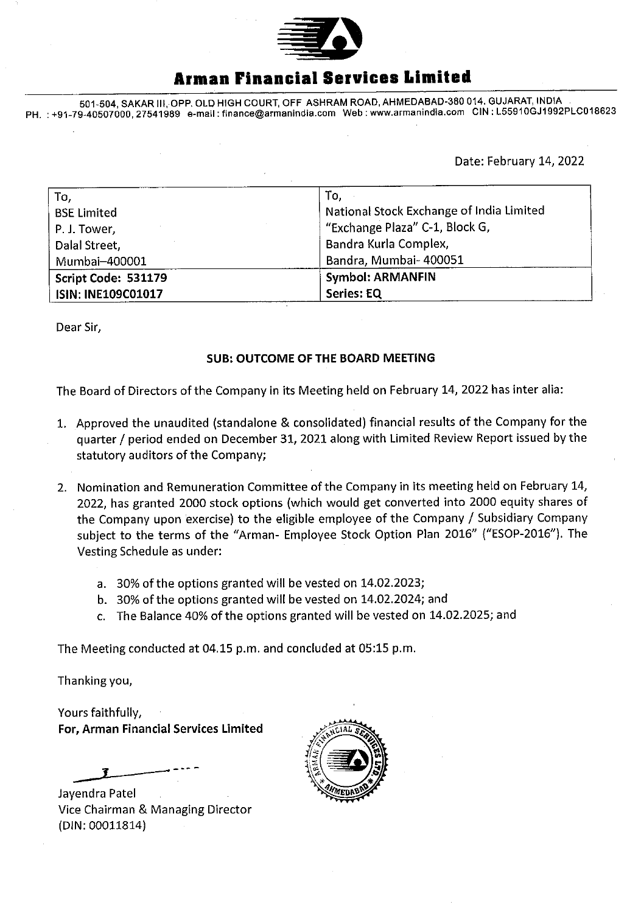# Arman Financial Services Limited

501-504, SAKAR III, OPP. OLD HIGH COURT, OFF ASHRAM ROAD, AHMEDABAD-380 014. GUJARAT, INDIA
PH. : +91-79-40507000, 27541989 e-mail : finance@armanindia.com Web : www.armanindia.com CIN : L55910GJ1992PLC018623

Date: February 14, 2022

| To, | To, |
|---|---|
| BSE Limited | National Stock Exchange of India Limited |
| P. J. Tower, | "Exchange Plaza" C-1, Block G, |
| Dalal Street, | Bandra Kurla Complex, |
| Mumbai–400001 | Bandra, Mumbai- 400051 |
| **Script Code: 531179** | **Symbol: ARMANFIN** |
| **ISIN: INE109C01017** | **Series: EQ** |

Dear Sir,

**SUB: OUTCOME OF THE BOARD MEETING**

The Board of Directors of the Company in its Meeting held on February 14, 2022 has inter alia:

1. Approved the unaudited (standalone & consolidated) financial results of the Company for the quarter / period ended on December 31, 2021 along with Limited Review Report issued by the statutory auditors of the Company;

2. Nomination and Remuneration Committee of the Company in its meeting held on February 14, 2022, has granted 2000 stock options (which would get converted into 2000 equity shares of the Company upon exercise) to the eligible employee of the Company / Subsidiary Company subject to the terms of the "Arman- Employee Stock Option Plan 2016" ("ESOP-2016"). The Vesting Schedule as under:

   a. 30% of the options granted will be vested on 14.02.2023;
   b. 30% of the options granted will be vested on 14.02.2024; and
   c. The Balance 40% of the options granted will be vested on 14.02.2025; and

The Meeting conducted at 04.15 p.m. and concluded at 05:15 p.m.

Thanking you,

Yours faithfully,
**For, Arman Financial Services Limited**

Jayendra Patel
Vice Chairman & Managing Director
(DIN: 00011814)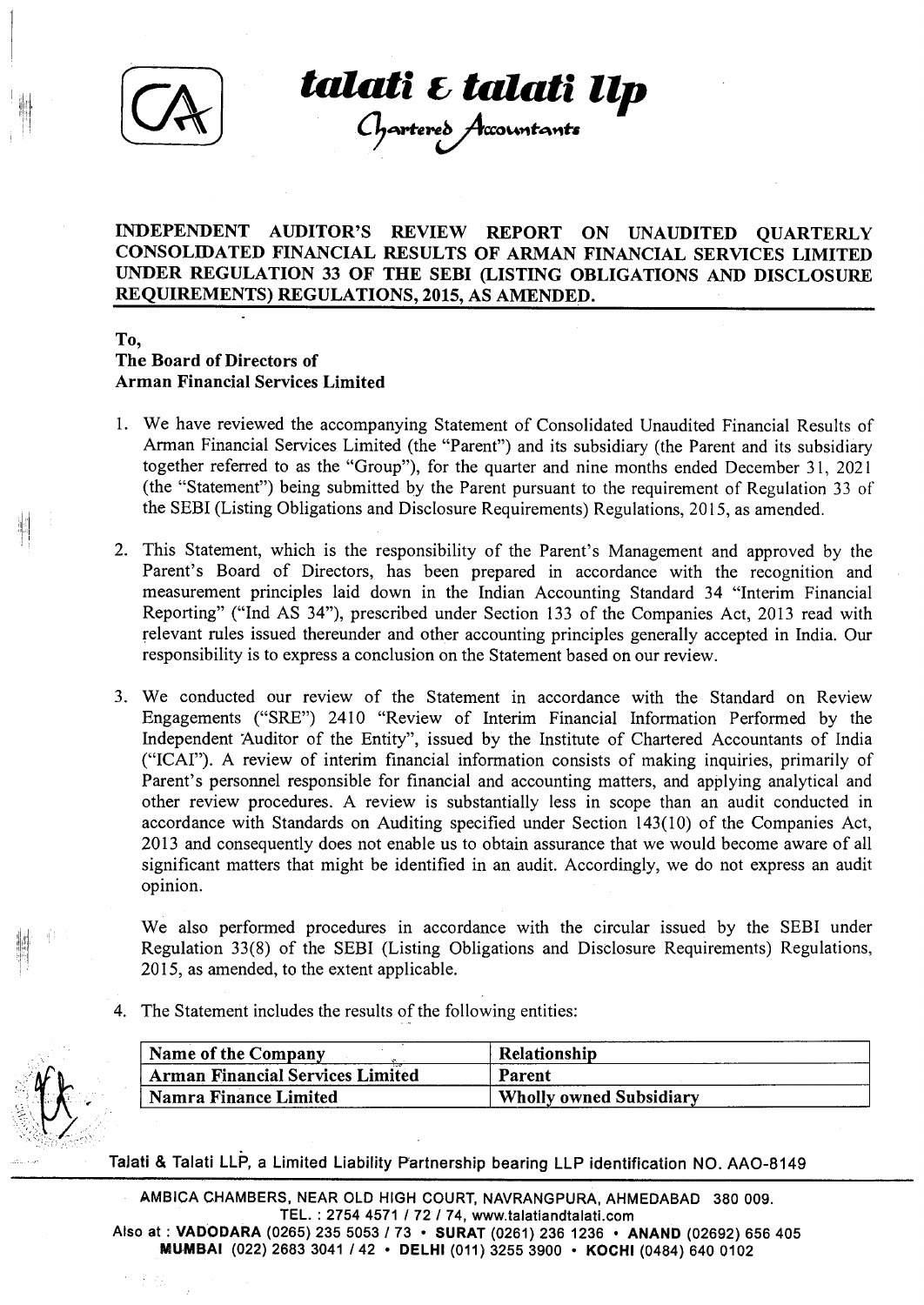**talati & talati llp**

*Chartered Accountants*

## INDEPENDENT AUDITOR'S REVIEW REPORT ON UNAUDITED QUARTERLY CONSOLIDATED FINANCIAL RESULTS OF ARMAN FINANCIAL SERVICES LIMITED UNDER REGULATION 33 OF THE SEBI (LISTING OBLIGATIONS AND DISCLOSURE REQUIREMENTS) REGULATIONS, 2015, AS AMENDED.

**To,**
**The Board of Directors of**
**Arman Financial Services Limited**

1. We have reviewed the accompanying Statement of Consolidated Unaudited Financial Results of Arman Financial Services Limited (the "Parent") and its subsidiary (the Parent and its subsidiary together referred to as the "Group"), for the quarter and nine months ended December 31, 2021 (the "Statement") being submitted by the Parent pursuant to the requirement of Regulation 33 of the SEBI (Listing Obligations and Disclosure Requirements) Regulations, 2015, as amended.

2. This Statement, which is the responsibility of the Parent's Management and approved by the Parent's Board of Directors, has been prepared in accordance with the recognition and measurement principles laid down in the Indian Accounting Standard 34 "Interim Financial Reporting" ("Ind AS 34"), prescribed under Section 133 of the Companies Act, 2013 read with relevant rules issued thereunder and other accounting principles generally accepted in India. Our responsibility is to express a conclusion on the Statement based on our review.

3. We conducted our review of the Statement in accordance with the Standard on Review Engagements ("SRE") 2410 "Review of Interim Financial Information Performed by the Independent Auditor of the Entity", issued by the Institute of Chartered Accountants of India ("ICAI"). A review of interim financial information consists of making inquiries, primarily of Parent's personnel responsible for financial and accounting matters, and applying analytical and other review procedures. A review is substantially less in scope than an audit conducted in accordance with Standards on Auditing specified under Section 143(10) of the Companies Act, 2013 and consequently does not enable us to obtain assurance that we would become aware of all significant matters that might be identified in an audit. Accordingly, we do not express an audit opinion.

   We also performed procedures in accordance with the circular issued by the SEBI under Regulation 33(8) of the SEBI (Listing Obligations and Disclosure Requirements) Regulations, 2015, as amended, to the extent applicable.

4. The Statement includes the results of the following entities:

| Name of the Company | Relationship |
|---|---|
| Arman Financial Services Limited | Parent |
| Namra Finance Limited | Wholly owned Subsidiary |

Talati & Talati LLP, a Limited Liability Partnership bearing LLP identification NO. AAO-8149

AMBICA CHAMBERS, NEAR OLD HIGH COURT, NAVRANGPURA, AHMEDABAD 380 009.
TEL. : 2754 4571 / 72 / 74, www.talatiandtalati.com
Also at : **VADODARA** (0265) 235 5053 / 73 • **SURAT** (0261) 236 1236 • **ANAND** (02692) 656 405
**MUMBAI** (022) 2683 3041 / 42 • **DELHI** (011) 3255 3900 • **KOCHI** (0484) 640 0102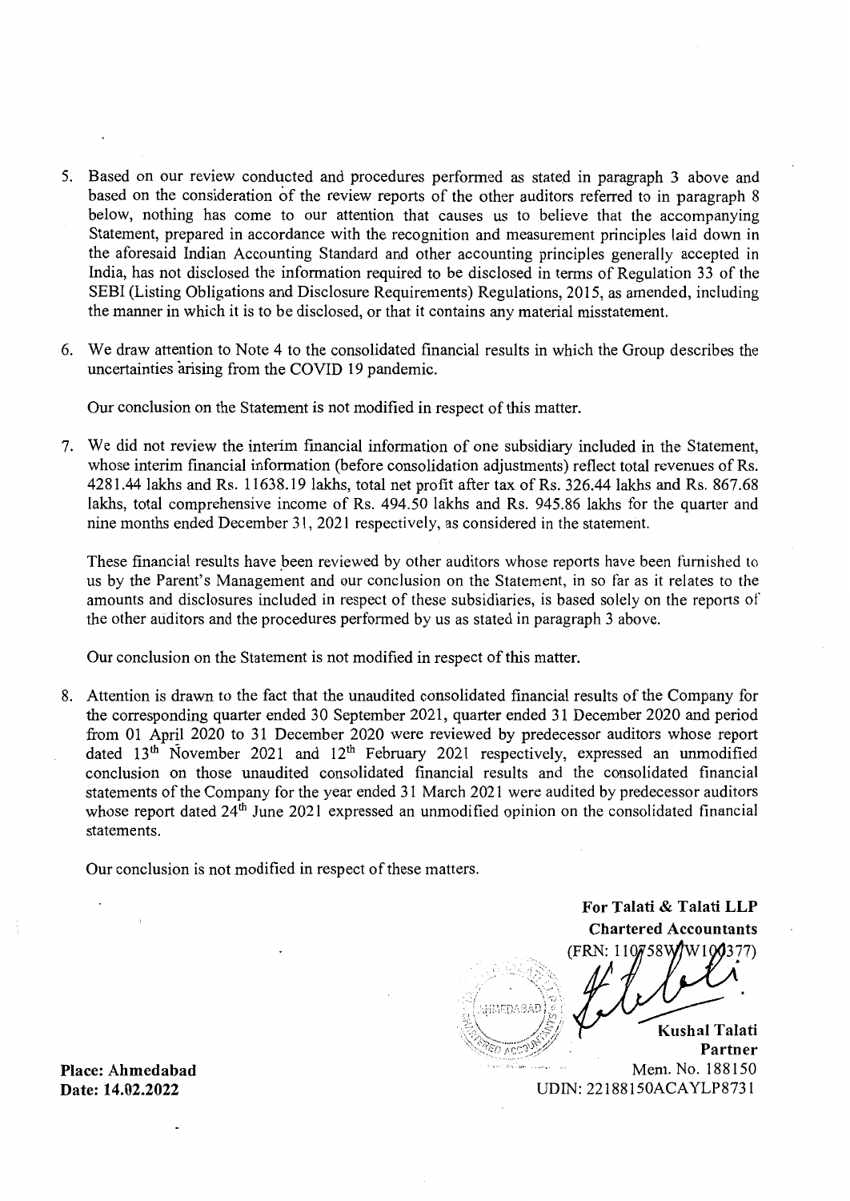5. Based on our review conducted and procedures performed as stated in paragraph 3 above and based on the consideration of the review reports of the other auditors referred to in paragraph 8 below, nothing has come to our attention that causes us to believe that the accompanying Statement, prepared in accordance with the recognition and measurement principles laid down in the aforesaid Indian Accounting Standard and other accounting principles generally accepted in India, has not disclosed the information required to be disclosed in terms of Regulation 33 of the SEBI (Listing Obligations and Disclosure Requirements) Regulations, 2015, as amended, including the manner in which it is to be disclosed, or that it contains any material misstatement.

6. We draw attention to Note 4 to the consolidated financial results in which the Group describes the uncertainties arising from the COVID 19 pandemic.

   Our conclusion on the Statement is not modified in respect of this matter.

7. We did not review the interim financial information of one subsidiary included in the Statement, whose interim financial information (before consolidation adjustments) reflect total revenues of Rs. 4281.44 lakhs and Rs. 11638.19 lakhs, total net profit after tax of Rs. 326.44 lakhs and Rs. 867.68 lakhs, total comprehensive income of Rs. 494.50 lakhs and Rs. 945.86 lakhs for the quarter and nine months ended December 31, 2021 respectively, as considered in the statement.

   These financial results have been reviewed by other auditors whose reports have been furnished to us by the Parent's Management and our conclusion on the Statement, in so far as it relates to the amounts and disclosures included in respect of these subsidiaries, is based solely on the reports of the other auditors and the procedures performed by us as stated in paragraph 3 above.

   Our conclusion on the Statement is not modified in respect of this matter.

8. Attention is drawn to the fact that the unaudited consolidated financial results of the Company for the corresponding quarter ended 30 September 2021, quarter ended 31 December 2020 and period from 01 April 2020 to 31 December 2020 were reviewed by predecessor auditors whose report dated 13th November 2021 and 12th February 2021 respectively, expressed an unmodified conclusion on those unaudited consolidated financial results and the consolidated financial statements of the Company for the year ended 31 March 2021 were audited by predecessor auditors whose report dated 24th June 2021 expressed an unmodified opinion on the consolidated financial statements.

   Our conclusion is not modified in respect of these matters.

**For Talati & Talati LLP**
**Chartered Accountants**
(FRN: 110758W/W100377)

**Kushal Talati**
**Partner**
Mem. No. 188150
UDIN: 22188150ACAYLP8731

**Place: Ahmedabad**
**Date: 14.02.2022**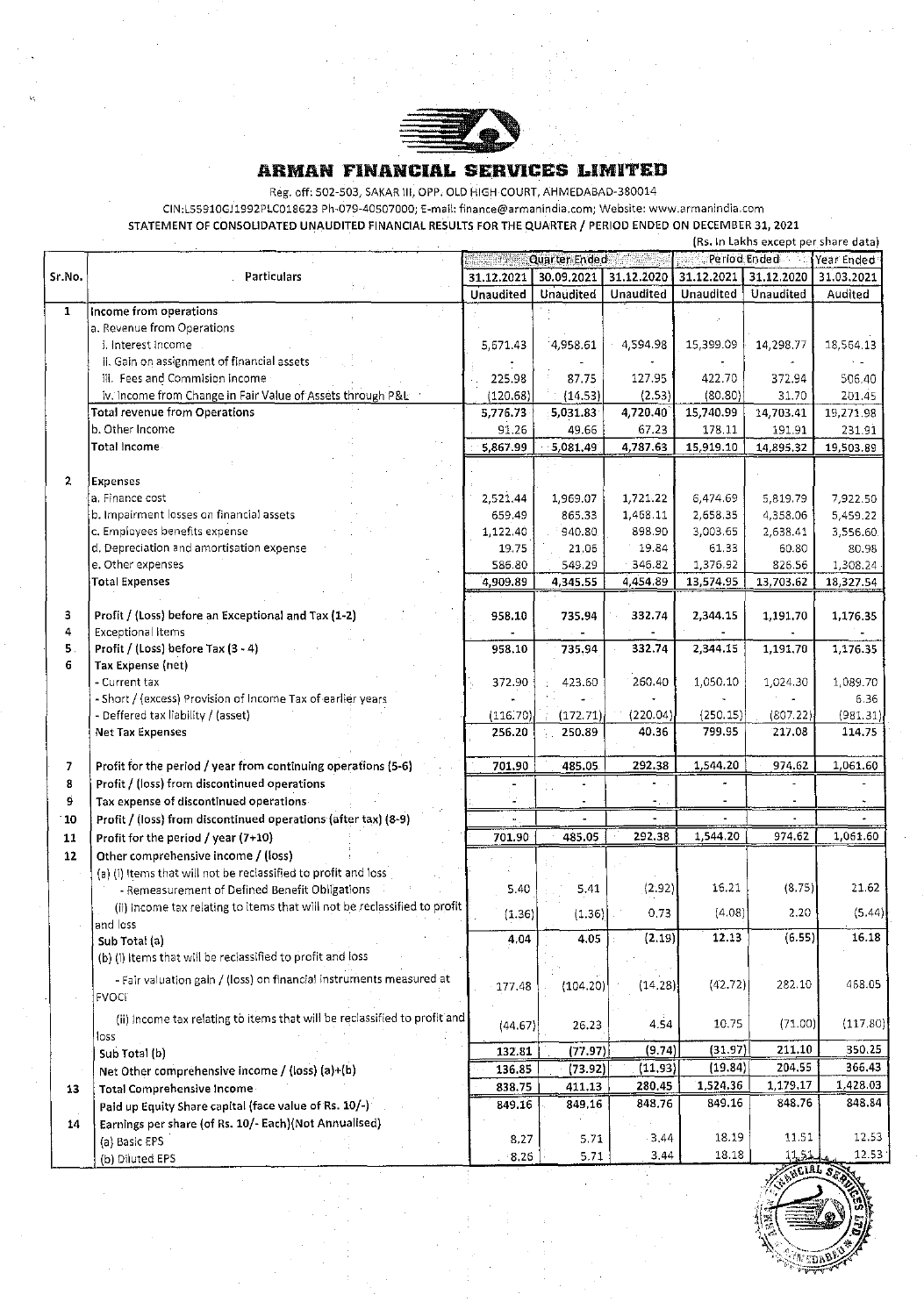# ARMAN FINANCIAL SERVICES LIMITED

Reg. off: 502-503, SAKAR III, OPP. OLD HIGH COURT, AHMEDABAD-380014

CIN:L55910GJ1992PLC018623 Ph-079-40507000; E-mail: finance@armanindia.com; Website: www.armanindia.com

STATEMENT OF CONSOLIDATED UNAUDITED FINANCIAL RESULTS FOR THE QUARTER / PERIOD ENDED ON DECEMBER 31, 2021

(Rs. In Lakhs except per share data)

| Sr.No. | Particulars | Quarter Ended | | | Period Ended | | Year Ended |
|---|---|---|---|---|---|---|---|
| | | 31.12.2021 | 30.09.2021 | 31.12.2020 | 31.12.2021 | 31.12.2020 | 31.03.2021 |
| | | Unaudited | Unaudited | Unaudited | Unaudited | Unaudited | Audited |
| 1 | Income from operations | | | | | | |
| | a. Revenue from Operations | | | | | | |
| | i. Interest income | 5,671.43 | 4,958.61 | 4,594.98 | 15,399.09 | 14,298.77 | 18,564.13 |
| | ii. Gain on assignment of financial assets | - | - | - | - | - | - |
| | iii. Fees and Commision income | 225.98 | 87.75 | 127.95 | 422.70 | 372.94 | 506.40 |
| | iv. Income from Change in Fair Value of Assets through P&L | (120.68) | (14.53) | (2.53) | (80.80) | 31.70 | 201.45 |
| | Total revenue from Operations | 5,776.73 | 5,031.83 | 4,720.40 | 15,740.99 | 14,703.41 | 19,271.98 |
| | b. Other Income | 91.26 | 49.66 | 67.23 | 178.11 | 191.91 | 231.91 |
| | Total Income | 5,867.99 | 5,081.49 | 4,787.63 | 15,919.10 | 14,895.32 | 19,503.89 |
| 2 | Expenses | | | | | | |
| | a. Finance cost | 2,521.44 | 1,969.07 | 1,721.22 | 6,474.69 | 5,819.79 | 7,922.50 |
| | b. Impairment losses on financial assets | 659.49 | 865.33 | 1,468.11 | 2,658.35 | 4,358.06 | 5,459.22 |
| | c. Employees benefits expense | 1,122.40 | 940.80 | 898.90 | 3,003.65 | 2,638.41 | 3,556.60 |
| | d. Depreciation and amortisation expense | 19.75 | 21.06 | 19.84 | 61.33 | 60.80 | 80.98 |
| | e. Other expenses | 586.80 | 549.29 | 346.82 | 1,376.92 | 826.56 | 1,308.24 |
| | Total Expenses | 4,909.89 | 4,345.55 | 4,454.89 | 13,574.95 | 13,703.62 | 18,327.54 |
| 3 | Profit / (Loss) before an Exceptional and Tax (1-2) | 958.10 | 735.94 | 332.74 | 2,344.15 | 1,191.70 | 1,176.35 |
| 4 | Exceptional Items | - | - | - | - | - | - |
| 5 | Profit / (Loss) before Tax (3 - 4) | 958.10 | 735.94 | 332.74 | 2,344.15 | 1,191.70 | 1,176.35 |
| 6 | Tax Expense (net) | | | | | | |
| | - Current tax | 372.90 | 423.60 | 260.40 | 1,050.10 | 1,024.30 | 1,089.70 |
| | - Short / (excess) Provision of Income Tax of earlier years | - | - | - | - | - | 6.36 |
| | - Deffered tax liability / (asset) | (116.70) | (172.71) | (220.04) | (250.15) | (807.22) | (981.31) |
| | Net Tax Expenses | 256.20 | 250.89 | 40.36 | 799.95 | 217.08 | 114.75 |
| 7 | Profit for the period / year from continuing operations (5-6) | 701.90 | 485.05 | 292.38 | 1,544.20 | 974.62 | 1,061.60 |
| 8 | Profit / (loss) from discontinued operations | - | - | - | - | - | - |
| 9 | Tax expense of discontinued operations | - | - | - | - | - | - |
| 10 | Profit / (loss) from discontinued operations (after tax) (8-9) | - | - | - | - | - | - |
| 11 | Profit for the period / year (7+10) | 701.90 | 485.05 | 292.38 | 1,544.20 | 974.62 | 1,061.60 |
| 12 | Other comprehensive income / (loss) | | | | | | |
| | (a) (i) Items that will not be reclassified to profit and loss | | | | | | |
| | - Remeasurement of Defined Benefit Obligations | 5.40 | 5.41 | (2.92) | 16.21 | (8.75) | 21.62 |
| | (ii) Income tax relating to items that will not be reclassified to profit and loss | (1.36) | (1.36) | 0.73 | (4.08) | 2.20 | (5.44) |
| | Sub Total (a) | 4.04 | 4.05 | (2.19) | 12.13 | (6.55) | 16.18 |
| | (b) (i) Items that will be reclassified to profit and loss | | | | | | |
| | - Fair valuation gain / (loss) on financial instruments measured at FVOCI | 177.48 | (104.20) | (14.28) | (42.72) | 282.10 | 468.05 |
| | (ii) Income tax relating to items that will be reclassified to profit and loss | (44.67) | 26.23 | 4.54 | 10.75 | (71.00) | (117.80) |
| | Sub Total (b) | 132.81 | (77.97) | (9.74) | (31.97) | 211.10 | 350.25 |
| | Net Other comprehensive income / (loss) (a)+(b) | 136.85 | (73.92) | (11.93) | (19.84) | 204.55 | 366.43 |
| 13 | Total Comprehensive Income | 838.75 | 411.13 | 280.45 | 1,524.36 | 1,179.17 | 1,428.03 |
| | Paid up Equity Share capital (face value of Rs. 10/-) | 849.16 | 849.16 | 848.76 | 849.16 | 848.76 | 848.84 |
| 14 | Earnings per share (of Rs. 10/- Each)(Not Annualised) | | | | | | |
| | (a) Basic EPS | 8.27 | 5.71 | 3.44 | 18.19 | 11.51 | 12.53 |
| | (b) Diluted EPS | 8.26 | 5.71 | 3.44 | 18.18 | 11.51 | 12.53 |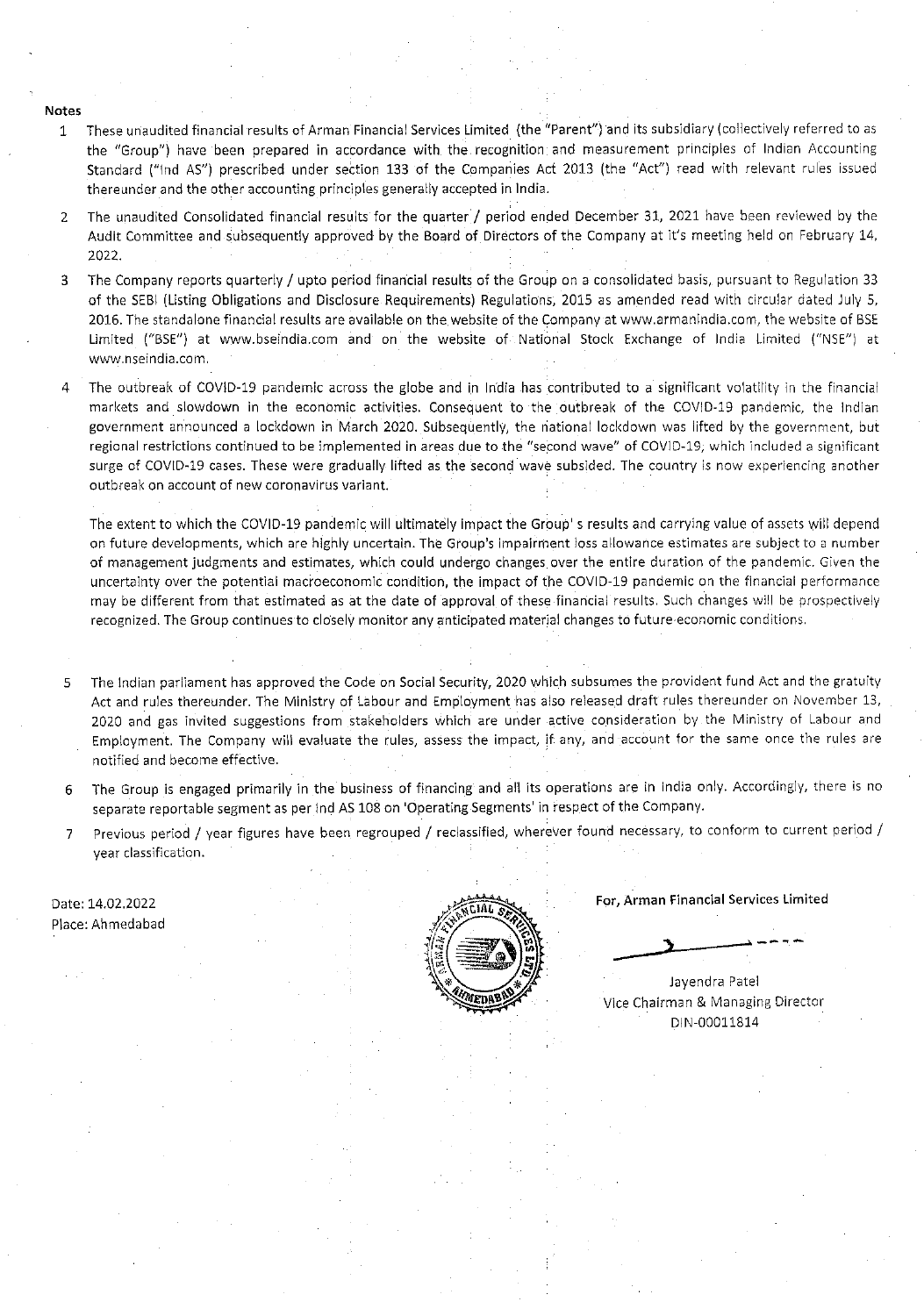**Notes**

1. These unaudited financial results of Arman Financial Services Limited (the "Parent") and its subsidiary (collectively referred to as the "Group") have been prepared in accordance with the recognition and measurement principles of Indian Accounting Standard ("Ind AS") prescribed under section 133 of the Companies Act 2013 (the "Act") read with relevant rules issued thereunder and the other accounting principles generally accepted in India.

2. The unaudited Consolidated financial results for the quarter / period ended December 31, 2021 have been reviewed by the Audit Committee and subsequently approved by the Board of Directors of the Company at it's meeting held on February 14, 2022.

3. The Company reports quarterly / upto period financial results of the Group on a consolidated basis, pursuant to Regulation 33 of the SEBI (Listing Obligations and Disclosure Requirements) Regulations, 2015 as amended read with circular dated July 5, 2016. The standalone financial results are available on the website of the Company at www.armanindia.com, the website of BSE Limited ("BSE") at www.bseindia.com and on the website of National Stock Exchange of India Limited ("NSE") at www.nseindia.com.

4. The outbreak of COVID-19 pandemic across the globe and in India has contributed to a significant volatility in the financial markets and slowdown in the economic activities. Consequent to the outbreak of the COVID-19 pandemic, the Indian government announced a lockdown in March 2020. Subsequently, the national lockdown was lifted by the government, but regional restrictions continued to be implemented in areas due to the "second wave" of COVID-19, which included a significant surge of COVID-19 cases. These were gradually lifted as the second wave subsided. The country is now experiencing another outbreak on account of new coronavirus variant.

   The extent to which the COVID-19 pandemic will ultimately impact the Group' s results and carrying value of assets will depend on future developments, which are highly uncertain. The Group's impairment loss allowance estimates are subject to a number of management judgments and estimates, which could undergo changes over the entire duration of the pandemic. Given the uncertainty over the potential macroeconomic condition, the impact of the COVID-19 pandemic on the financial performance may be different from that estimated as at the date of approval of these financial results. Such changes will be prospectively recognized. The Group continues to closely monitor any anticipated material changes to future economic conditions.

5. The Indian parliament has approved the Code on Social Security, 2020 which subsumes the provident fund Act and the gratuity Act and rules thereunder. The Ministry of Labour and Employment has also released draft rules thereunder on November 13, 2020 and gas invited suggestions from stakeholders which are under active consideration by the Ministry of Labour and Employment. The Company will evaluate the rules, assess the impact, if any, and account for the same once the rules are notified and become effective.

6. The Group is engaged primarily in the business of financing and all its operations are in India only. Accordingly, there is no separate reportable segment as per Ind AS 108 on 'Operating Segments' in respect of the Company.

7. Previous period / year figures have been regrouped / reclassified, wherever found necessary, to conform to current period / year classification.

Date: 14.02.2022
Place: Ahmedabad

For, Arman Financial Services Limited

Jayendra Patel
Vice Chairman & Managing Director
DIN-00011814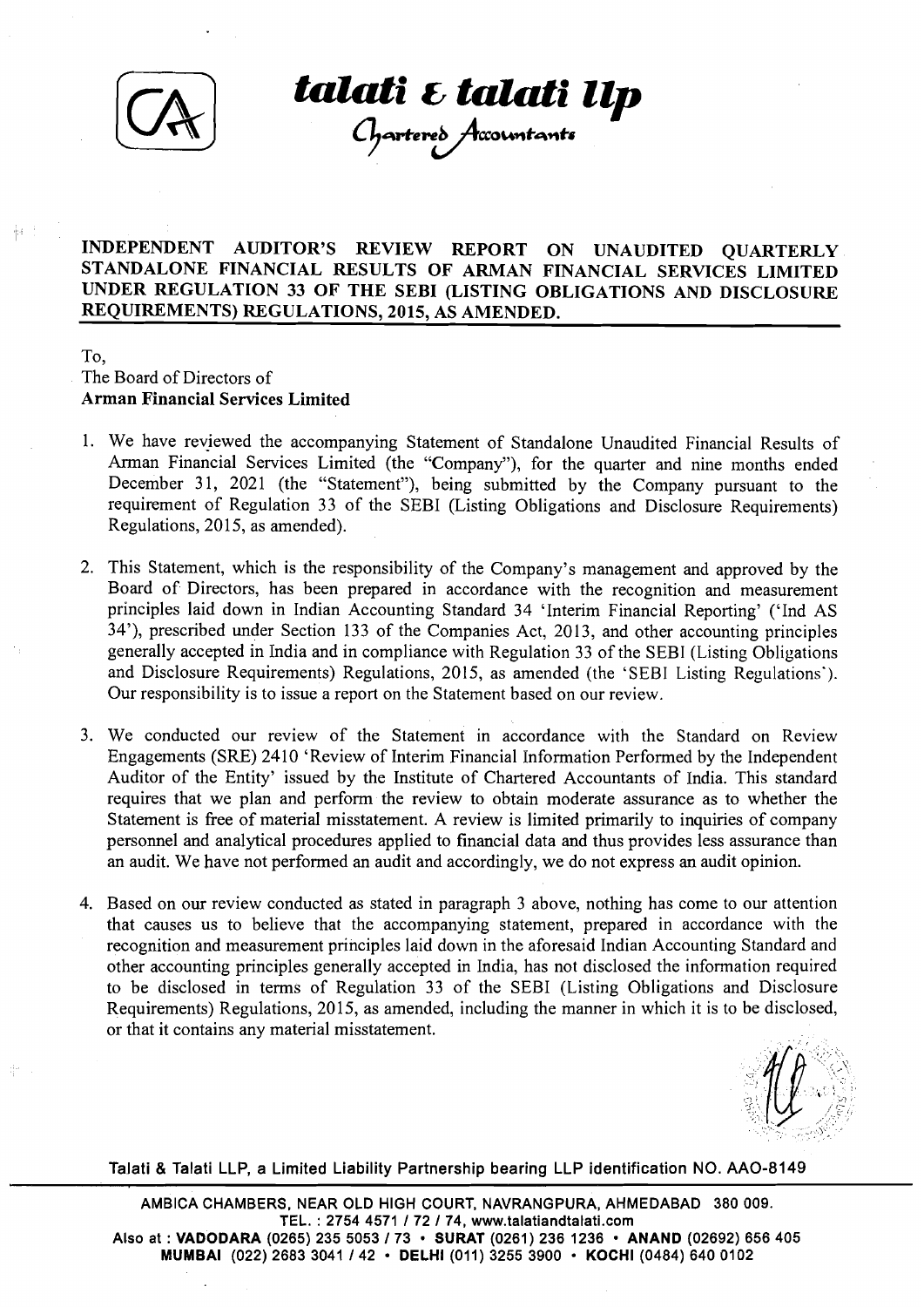**talati & talati llp**

*Chartered Accountants*

## INDEPENDENT AUDITOR'S REVIEW REPORT ON UNAUDITED QUARTERLY STANDALONE FINANCIAL RESULTS OF ARMAN FINANCIAL SERVICES LIMITED UNDER REGULATION 33 OF THE SEBI (LISTING OBLIGATIONS AND DISCLOSURE REQUIREMENTS) REGULATIONS, 2015, AS AMENDED.

To,
The Board of Directors of
**Arman Financial Services Limited**

1. We have reviewed the accompanying Statement of Standalone Unaudited Financial Results of Arman Financial Services Limited (the "Company"), for the quarter and nine months ended December 31, 2021 (the "Statement"), being submitted by the Company pursuant to the requirement of Regulation 33 of the SEBI (Listing Obligations and Disclosure Requirements) Regulations, 2015, as amended).

2. This Statement, which is the responsibility of the Company's management and approved by the Board of Directors, has been prepared in accordance with the recognition and measurement principles laid down in Indian Accounting Standard 34 'Interim Financial Reporting' ('Ind AS 34'), prescribed under Section 133 of the Companies Act, 2013, and other accounting principles generally accepted in India and in compliance with Regulation 33 of the SEBI (Listing Obligations and Disclosure Requirements) Regulations, 2015, as amended (the 'SEBI Listing Regulations'). Our responsibility is to issue a report on the Statement based on our review.

3. We conducted our review of the Statement in accordance with the Standard on Review Engagements (SRE) 2410 'Review of Interim Financial Information Performed by the Independent Auditor of the Entity' issued by the Institute of Chartered Accountants of India. This standard requires that we plan and perform the review to obtain moderate assurance as to whether the Statement is free of material misstatement. A review is limited primarily to inquiries of company personnel and analytical procedures applied to financial data and thus provides less assurance than an audit. We have not performed an audit and accordingly, we do not express an audit opinion.

4. Based on our review conducted as stated in paragraph 3 above, nothing has come to our attention that causes us to believe that the accompanying statement, prepared in accordance with the recognition and measurement principles laid down in the aforesaid Indian Accounting Standard and other accounting principles generally accepted in India, has not disclosed the information required to be disclosed in terms of Regulation 33 of the SEBI (Listing Obligations and Disclosure Requirements) Regulations, 2015, as amended, including the manner in which it is to be disclosed, or that it contains any material misstatement.

Talati & Talati LLP, a Limited Liability Partnership bearing LLP identification NO. AAO-8149

AMBICA CHAMBERS, NEAR OLD HIGH COURT, NAVRANGPURA, AHMEDABAD 380 009.
TEL. : 2754 4571 / 72 / 74, www.talatiandtalati.com
Also at : **VADODARA** (0265) 235 5053 / 73 • **SURAT** (0261) 236 1236 • **ANAND** (02692) 656 405
**MUMBAI** (022) 2683 3041 / 42 • **DELHI** (011) 3255 3900 • **KOCHI** (0484) 640 0102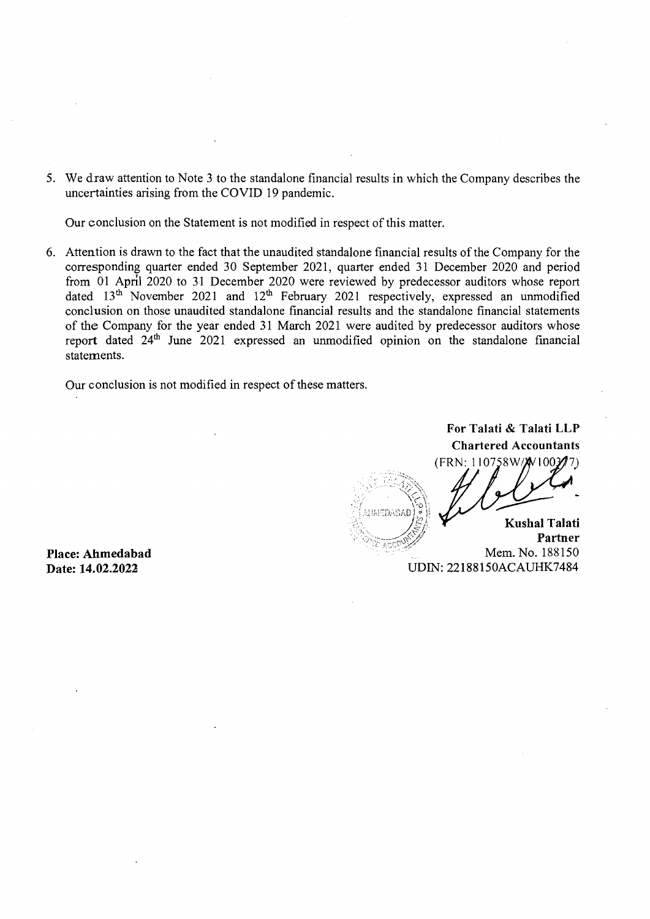5. We draw attention to Note 3 to the standalone financial results in which the Company describes the uncertainties arising from the COVID 19 pandemic.

   Our conclusion on the Statement is not modified in respect of this matter.

6. Attention is drawn to the fact that the unaudited standalone financial results of the Company for the corresponding quarter ended 30 September 2021, quarter ended 31 December 2020 and period from 01 April 2020 to 31 December 2020 were reviewed by predecessor auditors whose report dated 13th November 2021 and 12th February 2021 respectively, expressed an unmodified conclusion on those unaudited standalone financial results and the standalone financial statements of the Company for the year ended 31 March 2021 were audited by predecessor auditors whose report dated 24th June 2021 expressed an unmodified opinion on the standalone financial statements.

   Our conclusion is not modified in respect of these matters.

**For Talati & Talati LLP**
**Chartered Accountants**
(FRN: 110758W/W100377)

**Kushal Talati**
**Partner**
Mem. No. 188150
UDIN: 22188150ACAUHK7484

**Place: Ahmedabad**
**Date: 14.02.2022**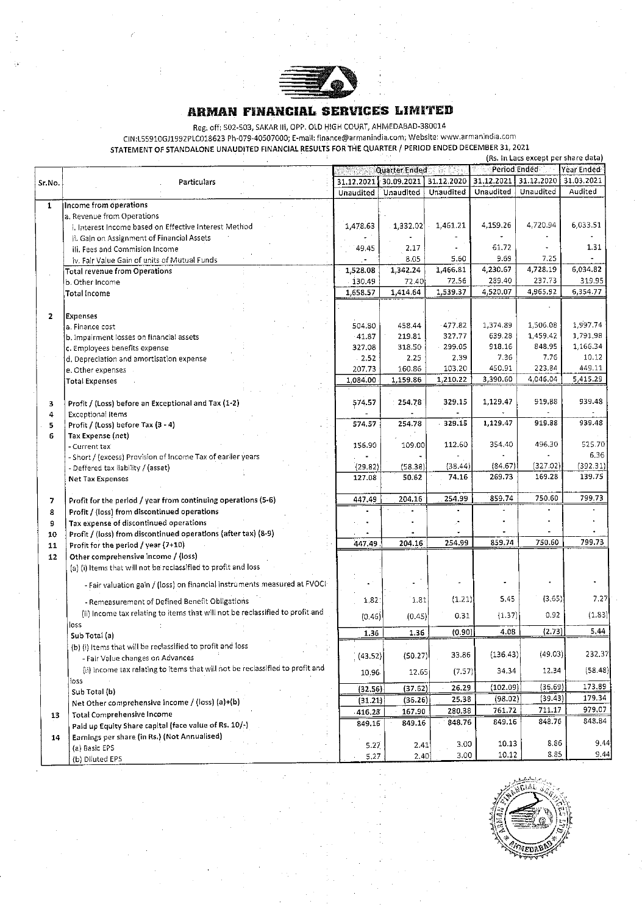# ARMAN FINANCIAL SERVICES LIMITED

Reg. off: 502-503, SAKAR III, OPP. OLD HIGH COURT, AHMEDABAD-380014

CIN:L55910GJ1992PLC018623 Ph-079-40507000; E-mail: finance@armanindia.com; Website: www.armanindia.com

STATEMENT OF STANDALONE UNAUDITED FINANCIAL RESULTS FOR THE QUARTER / PERIOD ENDED DECEMBER 31, 2021

(Rs. in Lacs except per share data)

| Sr.No. | Particulars | Quarter Ended | | | Period Ended | | Year Ended |
|---|---|---|---|---|---|---|---|
| | | 31.12.2021 | 30.09.2021 | 31.12.2020 | 31.12.2021 | 31.12.2020 | 31.03.2021 |
| | | Unaudited | Unaudited | Unaudited | Unaudited | Unaudited | Audited |
| 1 | **Income from operations** | | | | | | |
| | a. Revenue from Operations | | | | | | |
| | i. Interest Income based on Effective Interest Method | 1,478.63 | 1,332.02 | 1,461.21 | 4,159.26 | 4,720.94 | 6,033.51 |
| | ii. Gain on Assignment of Financial Assets | - | - | - | - | - | - |
| | iii. Fees and Commision Income | 49.45 | 2.17 | - | 61.72 | - | 1.31 |
| | iv. Fair Value Gain of units of Mutual Funds | - | 8.05 | 5.60 | 9.69 | 7.25 | - |
| | **Total revenue from Operations** | 1,528.08 | 1,342.24 | 1,466.81 | 4,230.67 | 4,728.19 | 6,034.82 |
| | b. Other Income | 130.49 | 72.40 | 72.56 | 289.40 | 237.73 | 319.95 |
| | Total Income | 1,658.57 | 1,414.64 | 1,539.37 | 4,520.07 | 4,965.92 | 6,354.77 |
| 2 | Expenses | | | | | | |
| | a. Finance cost | 504.80 | 458.44 | 477.82 | 1,374.89 | 1,506.08 | 1,997.74 |
| | b. Impairment losses on financial assets | 41.87 | 219.81 | 327.77 | 639.28 | 1,459.42 | 1,791.98 |
| | c. Employees benefits expense | 327.08 | 318.50 | 299.05 | 918.16 | 848.95 | 1,166.34 |
| | d. Depreciation and amortisation expense | 2.52 | 2.25 | 2.39 | 7.36 | 7.76 | 10.12 |
| | e. Other expenses | 207.73 | 160.86 | 103.20 | 450.91 | 223.84 | 449.11 |
| | Total Expenses | 1,084.00 | 1,159.86 | 1,210.22 | 3,390.60 | 4,046.04 | 5,415.29 |
| 3 | **Profit / (Loss) before an Exceptional and Tax (1-2)** | 574.57 | 254.78 | 329.15 | 1,129.47 | 919.88 | 939.48 |
| 4 | **Exceptional Items** | - | - | - | - | - | - |
| 5 | **Profit / (Loss) before Tax (3 - 4)** | 574.57 | 254.78 | 329.15 | 1,129.47 | 919.88 | 939.48 |
| 6 | **Tax Expense (net)** | | | | | | |
| | - Current tax | 156.90 | 109.00 | 112.60 | 354.40 | 496.30 | 525.70 |
| | - Short / (excess) Provision of Income Tax of earlier years | - | - | - | - | - | 6.36 |
| | - Deffered tax liability / (asset) | (29.82) | (58.38) | (38.44) | (84.67) | (327.02) | (392.31) |
| | **Net Tax Expenses** | 127.08 | 50.62 | 74.16 | 269.73 | 169.28 | 139.75 |
| 7 | **Profit for the period / year from continuing operations (5-6)** | 447.49 | 204.16 | 254.99 | 859.74 | 750.60 | 799.73 |
| 8 | **Profit / (loss) from discontinued operations** | - | - | - | - | - | - |
| 9 | **Tax expense of discontinued operations** | - | - | - | - | - | - |
| 10 | **Profit / (loss) from discontinued operations (after tax) (8-9)** | - | - | - | - | - | - |
| 11 | **Profit for the period / year (7+10)** | 447.49 | 204.16 | 254.99 | 859.74 | 750.60 | 799.73 |
| 12 | **Other comprehensive income / (loss)** | | | | | | |
| | (a) (i) Items that will not be reclassified to profit and loss | | | | | | |
| | - Fair valuation gain / (loss) on financial instruments measured at FVOCI | - | - | - | - | - | - |
| | - Remeasurement of Defined Benefit Obligations | 1.82 | 1.81 | (1.21) | 5.45 | (3.65) | 7.27 |
| | (ii) Income tax relating to items that will not be reclassified to profit and loss | (0.46) | (0.45) | 0.31 | (1.37) | 0.92 | (1.83) |
| | Sub Total (a) | 1.36 | 1.36 | (0.90) | 4.08 | (2.73) | 5.44 |
| | (b) (i) Items that will be reclassified to profit and loss | | | | | | |
| | - Fair Value changes on Advances | (43.52) | (50.27) | 33.86 | (136.43) | (49.03) | 232.37 |
| | (ii) Income tax relating to items that will not be reclassified to profit and loss | 10.96 | 12.65 | (7.57) | 34.34 | 12.34 | (58.48) |
| | Sub Total (b) | (32.56) | (37.62) | 26.29 | (102.09) | (36.69) | 173.89 |
| | Net Other comprehensive income / (loss) (a)+(b) | (31.21) | (36.26) | 25.38 | (98.02) | (39.43) | 179.34 |
| 13 | **Total Comprehensive Income** | 416.28 | 167.90 | 280.38 | 761.72 | 711.17 | 979.07 |
| | **Paid up Equity Share capital (face value of Rs. 10/-)** | 849.16 | 849.16 | 848.76 | 849.16 | 848.76 | 848.84 |
| 14 | **Earnings per share (in Rs.) (Not Annualised)** | | | | | | |
| | (a) Basic EPS | 5.27 | 2.41 | 3.00 | 10.13 | 8.86 | 9.44 |
| | (b) Diluted EPS | 5.27 | 2.40 | 3.00 | 10.12 | 8.85 | 9.44 |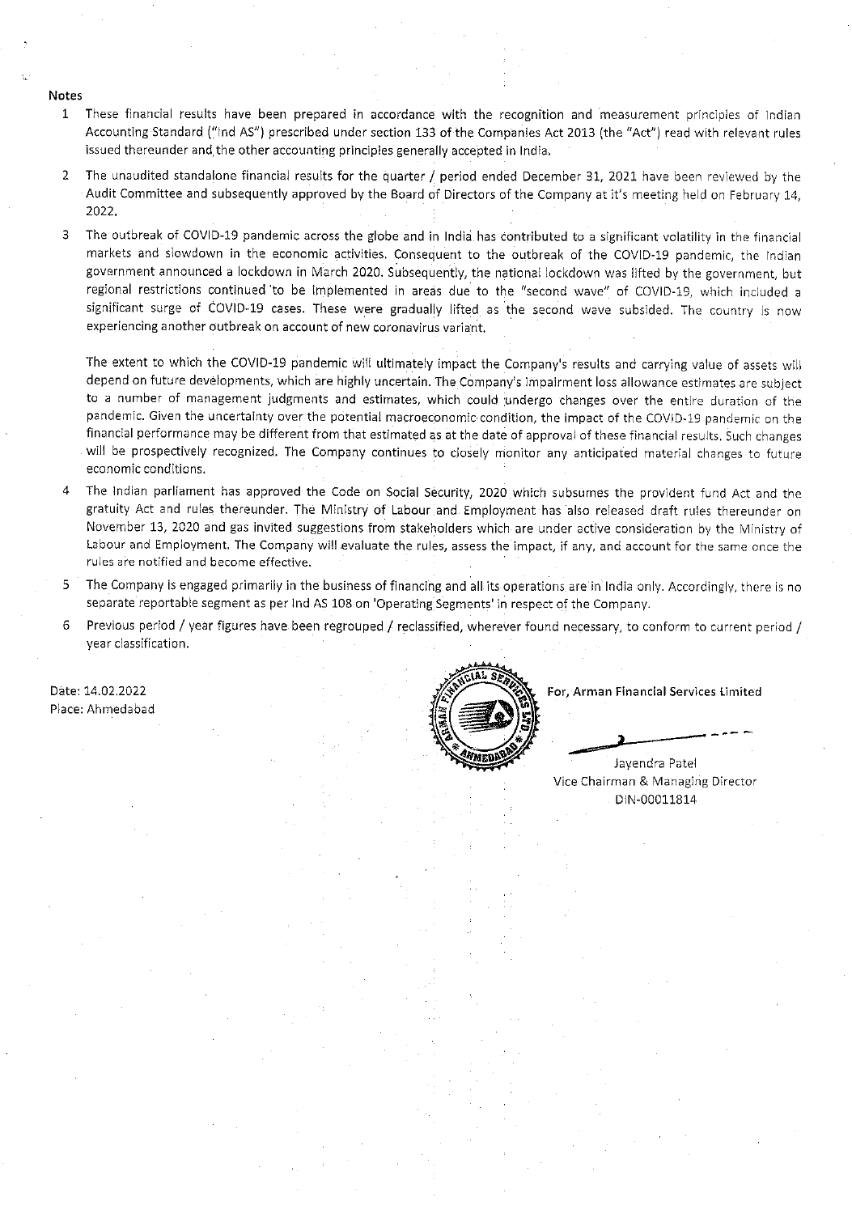**Notes**

1. These financial results have been prepared in accordance with the recognition and measurement principles of Indian Accounting Standard ("Ind AS") prescribed under section 133 of the Companies Act 2013 (the "Act") read with relevant rules issued thereunder and the other accounting principles generally accepted in India.

2. The unaudited standalone financial results for the quarter / period ended December 31, 2021 have been reviewed by the Audit Committee and subsequently approved by the Board of Directors of the Company at it's meeting held on February 14, 2022.

3. The outbreak of COVID-19 pandemic across the globe and in India has contributed to a significant volatility in the financial markets and slowdown in the economic activities. Consequent to the outbreak of the COVID-19 pandemic, the Indian government announced a lockdown in March 2020. Subsequently, the national lockdown was lifted by the government, but regional restrictions continued to be implemented in areas due to the "second wave" of COVID-19, which included a significant surge of COVID-19 cases. These were gradually lifted as the second wave subsided. The country is now experiencing another outbreak on account of new coronavirus variant.

   The extent to which the COVID-19 pandemic will ultimately impact the Company's results and carrying value of assets will depend on future developments, which are highly uncertain. The Company's impairment loss allowance estimates are subject to a number of management judgments and estimates, which could undergo changes over the entire duration of the pandemic. Given the uncertainty over the potential macroeconomic condition, the impact of the COVID-19 pandemic on the financial performance may be different from that estimated as at the date of approval of these financial results. Such changes will be prospectively recognized. The Company continues to closely monitor any anticipated material changes to future economic conditions.

4. The Indian parliament has approved the Code on Social Security, 2020 which subsumes the provident fund Act and the gratuity Act and rules thereunder. The Ministry of Labour and Employment has also released draft rules thereunder on November 13, 2020 and gas invited suggestions from stakeholders which are under active consideration by the Ministry of Labour and Employment. The Company will evaluate the rules, assess the impact, if any, and account for the same once the rules are notified and become effective.

5. The Company is engaged primarily in the business of financing and all its operations are in India only. Accordingly, there is no separate reportable segment as per Ind AS 108 on 'Operating Segments' in respect of the Company.

6. Previous period / year figures have been regrouped / reclassified, wherever found necessary, to conform to current period / year classification.

Date: 14.02.2022
Place: Ahmedabad

For, Arman Financial Services Limited

Jayendra Patel
Vice Chairman & Managing Director
DIN-00011814